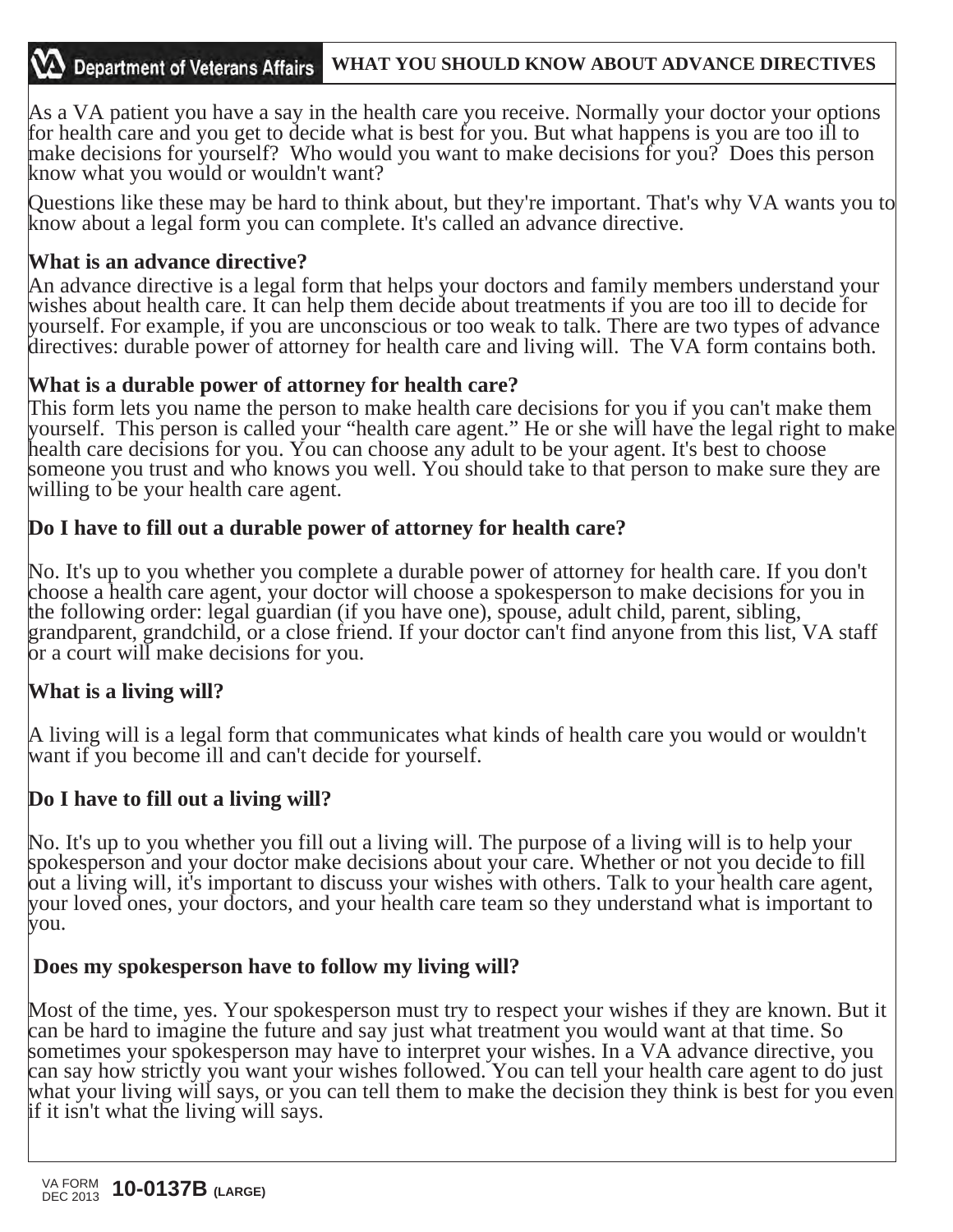Department of Veterans Affairs

# WHAT YOU SHOULD KNOW ABOUT ADVANCE DIRECTIVES

As a VA patient you have a say in the health care you receive. Normally your doctor your options for health care and you get to decide what is best for you. But what happens is you are too ill to make decisions for yourself? Who would you want to make decisions for you? Does this person know what you would or wouldn't want?

Questions like these may be hard to think about, but they're important. That's why VA wants you to know about a legal form you can complete. It's called an advance directive.

## What is an advance directive?

An advance directive is a legal form that helps your doctors and family members understand your wishes about health care. It can help them decide about treatments if you are too ill to decide for yourself. For example, if you are unconscious or too weak to talk. There are two types of advance directives: durable power of attorney for health care and living will. The VA form contains both.

## What is a durable power of attorney for health care?

This form lets you name the person to make health care decisions for you if you can't make them yourself. This person is called your "health care agent." He or she will have the legal right to make health care decisions for you. You can choose any adult to be your agent. It's best to choose someone you trust and who knows you well. You should take to that person to make sure they are willing to be your health care agent.

## Do I have to fill out a durable power of attorney for health care?

No. It's up to you whether you complete a durable power of attorney for health care. If you don't choose a health care agent, your doctor will choose a spokesperson to make decisions for you in the following order: legal guardian (if you have one), spouse, adult child, parent, sibling, grandparent, grandchild, or a close friend. If your doctor can't find anyone from this list, VA staff or a court will make decisions for you.

## What is a living will?

A living will is a legal form that communicates what kinds of health care you would or wouldn't want if you become ill and can't decide for yourself.

## Do I have to fill out a living will?

No. It's up to you whether you fill out a living will. The purpose of a living will is to help your spokesperson and your doctor make decisions about your care. Whether or not you decide to fill out a living will, it's important to discuss your wishes with others. Talk to your health care agent, your loved ones, your doctors, and your health care team so they understand what is important to you.

## Does my spokesperson have to follow my living will?

Most of the time, yes. Your spokesperson must try to respect your wishes if they are known. But it can be hard to imagine the future and say just what treatment you would want at that time. So sometimes your spokesperson may have to interpret your wishes. In a VA advance directive, you can say how strictly you want your wishes followed. You can tell your health care agent to do just what your living will says, or you can tell them to make the decision they think is best for you even if it isn't what the living will says.

VA FORM DEC 2013 **10-0137B (LARGE)**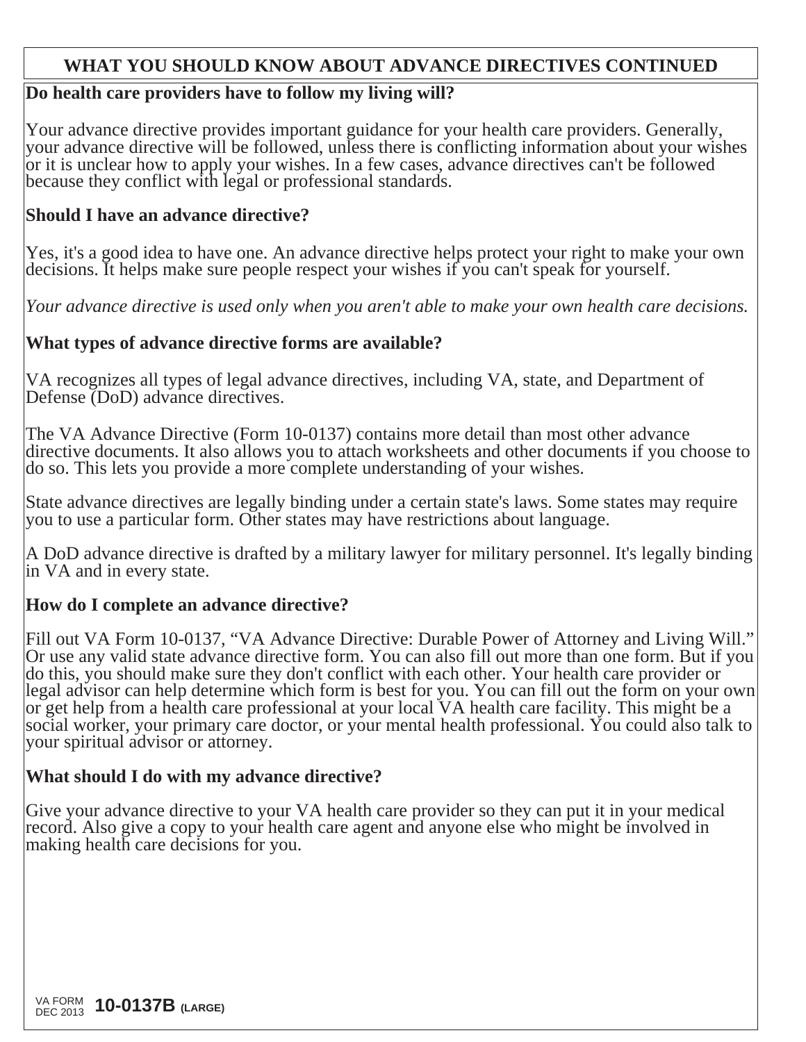## WHAT YOU SHOULD KNOW ABOUT ADVANCE DIRECTIVES CONTINUED

**Do health care providers have to follow my living will?**

Your advance directive provides important guidance for your health care providers. Generally, your advance directive will be followed, unless there is conflicting information about your wishes or it is unclear how to apply your wishes. In a few cases, advance directives can't be followed because they conflict with legal or professional standards.

**Should I have an advance directive?**

Yes, it's a good idea to have one. An advance directive helps protect your right to make your own decisions. It helps make sure people respect your wishes if you can't speak for yourself.

*Your advance directive is used only when you aren't able to make your own health care decisions.*

**What types of advance directive forms are available?**

VA recognizes all types of legal advance directives, including VA, state, and Department of Defense (DoD) advance directives.

The VA Advance Directive (Form 10-0137) contains more detail than most other advance directive documents. It also allows you to attach worksheets and other documents if you choose to do so. This lets you provide a more complete understanding of your wishes.

State advance directives are legally binding under a certain state's laws. Some states may require you to use a particular form. Other states may have restrictions about language.

A DoD advance directive is drafted by a military lawyer for military personnel. It's legally binding in VA and in every state.

**How do I complete an advance directive?**

Fill out VA Form 10-0137, "VA Advance Directive: Durable Power of Attorney and Living Will." Or use any valid state advance directive form. You can also fill out more than one form. But if you do this, you should make sure they don't conflict with each other. Your health care provider or legal advisor can help determine which form is best for you. You can fill out the form on your own or get help from a health care professional at your local VA health care facility. This might be a social worker, your primary care doctor, or your mental health professional. You could also talk to your spiritual advisor or attorney.

**What should I do with my advance directive?**

Give your advance directive to your VA health care provider so they can put it in your medical record. Also give a copy to your health care agent and anyone else who might be involved in making health care decisions for you.

VA FORM DEC 2013 **10-0137B (LARGE)**